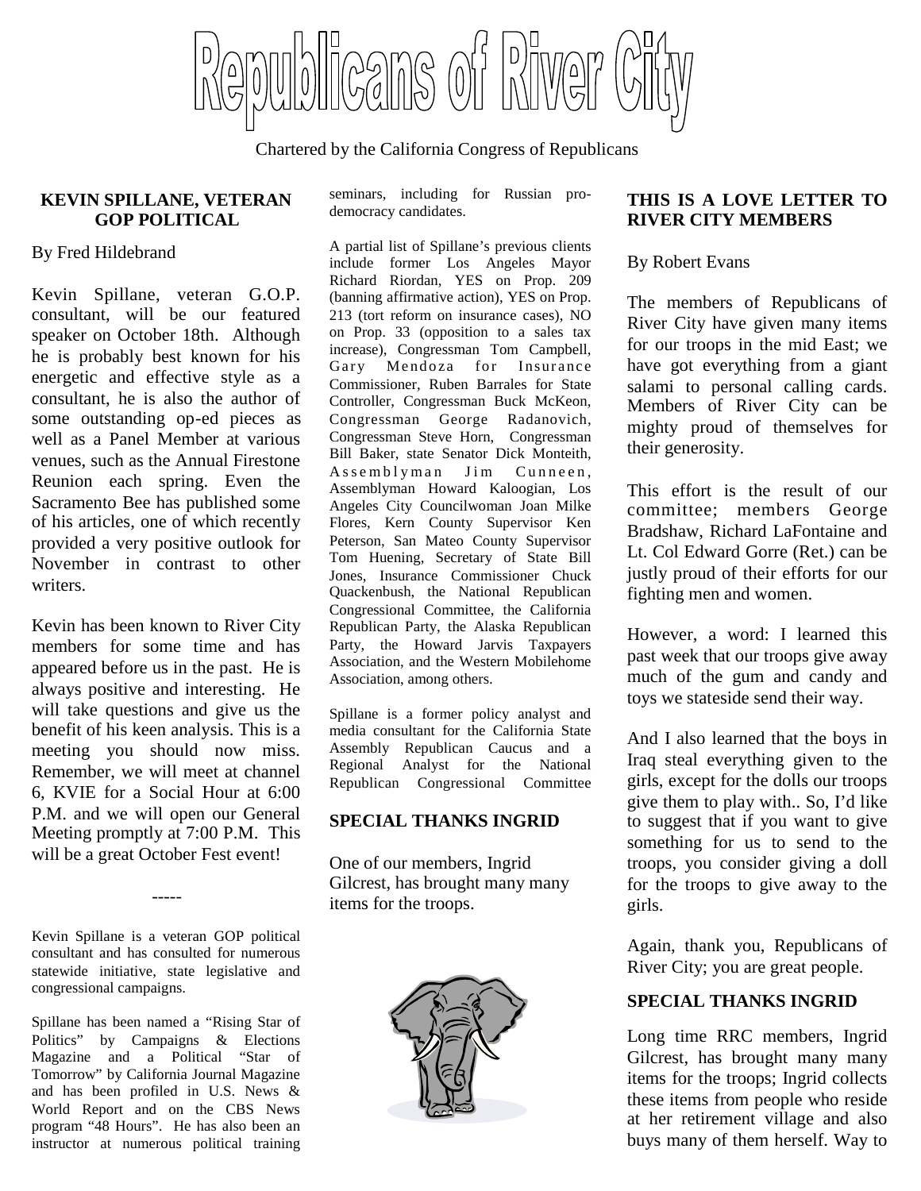# Republicans of River City

Chartered by the California Congress of Republicans

### KEVIN SPILLANE, VETERAN GOP POLITICAL

By Fred Hildebrand

Kevin Spillane, veteran G.O.P. consultant, will be our featured speaker on October 18th. Although he is probably best known for his energetic and effective style as a consultant, he is also the author of some outstanding op-ed pieces as well as a Panel Member at various venues, such as the Annual Firestone Reunion each spring. Even the Sacramento Bee has published some of his articles, one of which recently provided a very positive outlook for November in contrast to other writers.

Kevin has been known to River City members for some time and has appeared before us in the past. He is always positive and interesting. He will take questions and give us the benefit of his keen analysis. This is a meeting you should now miss. Remember, we will meet at channel 6, KVIE for a Social Hour at 6:00 P.M. and we will open our General Meeting promptly at 7:00 P.M. This will be a great October Fest event!

-----

Kevin Spillane is a veteran GOP political consultant and has consulted for numerous statewide initiative, state legislative and congressional campaigns.

Spillane has been named a "Rising Star of Politics" by Campaigns & Elections Magazine and a Political "Star of Tomorrow" by California Journal Magazine and has been profiled in U.S. News & World Report and on the CBS News program "48 Hours". He has also been an instructor at numerous political training seminars, including for Russian pro-democracy candidates.

A partial list of Spillane's previous clients include former Los Angeles Mayor Richard Riordan, YES on Prop. 209 (banning affirmative action), YES on Prop. 213 (tort reform on insurance cases), NO on Prop. 33 (opposition to a sales tax increase), Congressman Tom Campbell, Gary Mendoza for Insurance Commissioner, Ruben Barrales for State Controller, Congressman Buck McKeon, Congressman George Radanovich, Congressman Steve Horn, Congressman Bill Baker, state Senator Dick Monteith, Assemblyman Jim Cunneen, Assemblyman Howard Kaloogian, Los Angeles City Councilwoman Joan Milke Flores, Kern County Supervisor Ken Peterson, San Mateo County Supervisor Tom Huening, Secretary of State Bill Jones, Insurance Commissioner Chuck Quackenbush, the National Republican Congressional Committee, the California Republican Party, the Alaska Republican Party, the Howard Jarvis Taxpayers Association, and the Western Mobilehome Association, among others.

Spillane is a former policy analyst and media consultant for the California State Assembly Republican Caucus and a Regional Analyst for the National Republican Congressional Committee

### SPECIAL THANKS INGRID

One of our members, Ingrid Gilcrest, has brought many many items for the troops.

### THIS IS A LOVE LETTER TO RIVER CITY MEMBERS

By Robert Evans

The members of Republicans of River City have given many items for our troops in the mid East; we have got everything from a giant salami to personal calling cards. Members of River City can be mighty proud of themselves for their generosity.

This effort is the result of our committee; members George Bradshaw, Richard LaFontaine and Lt. Col Edward Gorre (Ret.) can be justly proud of their efforts for our fighting men and women.

However, a word: I learned this past week that our troops give away much of the gum and candy and toys we stateside send their way.

And I also learned that the boys in Iraq steal everything given to the girls, except for the dolls our troops give them to play with.. So, I'd like to suggest that if you want to give something for us to send to the troops, you consider giving a doll for the troops to give away to the girls.

Again, thank you, Republicans of River City; you are great people.

### SPECIAL THANKS INGRID

Long time RRC members, Ingrid Gilcrest, has brought many many items for the troops; Ingrid collects these items from people who reside at her retirement village and also buys many of them herself. Way to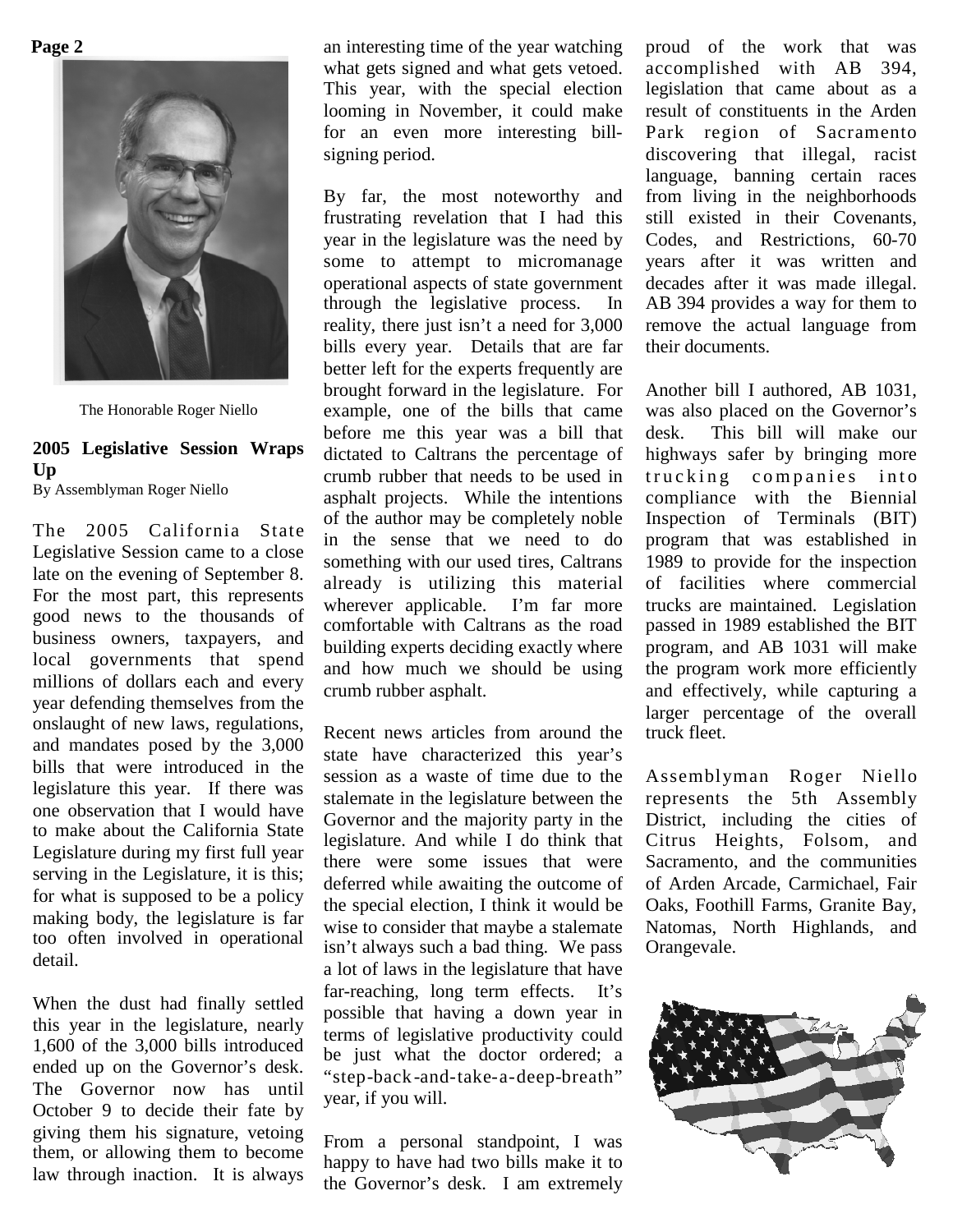The Honorable Roger Niello

## 2005 Legislative Session Wraps Up

By Assemblyman Roger Niello

The 2005 California State Legislative Session came to a close late on the evening of September 8. For the most part, this represents good news to the thousands of business owners, taxpayers, and local governments that spend millions of dollars each and every year defending themselves from the onslaught of new laws, regulations, and mandates posed by the 3,000 bills that were introduced in the legislature this year. If there was one observation that I would have to make about the California State Legislature during my first full year serving in the Legislature, it is this; for what is supposed to be a policy making body, the legislature is far too often involved in operational detail.

When the dust had finally settled this year in the legislature, nearly 1,600 of the 3,000 bills introduced ended up on the Governor's desk. The Governor now has until October 9 to decide their fate by giving them his signature, vetoing them, or allowing them to become law through inaction. It is always an interesting time of the year watching what gets signed and what gets vetoed. This year, with the special election looming in November, it could make for an even more interesting bill-signing period.

By far, the most noteworthy and frustrating revelation that I had this year in the legislature was the need by some to attempt to micromanage operational aspects of state government through the legislative process. In reality, there just isn't a need for 3,000 bills every year. Details that are far better left for the experts frequently are brought forward in the legislature. For example, one of the bills that came before me this year was a bill that dictated to Caltrans the percentage of crumb rubber that needs to be used in asphalt projects. While the intentions of the author may be completely noble in the sense that we need to do something with our used tires, Caltrans already is utilizing this material wherever applicable. I'm far more comfortable with Caltrans as the road building experts deciding exactly where and how much we should be using crumb rubber asphalt.

Recent news articles from around the state have characterized this year's session as a waste of time due to the stalemate in the legislature between the Governor and the majority party in the legislature. And while I do think that there were some issues that were deferred while awaiting the outcome of the special election, I think it would be wise to consider that maybe a stalemate isn't always such a bad thing. We pass a lot of laws in the legislature that have far-reaching, long term effects. It's possible that having a down year in terms of legislative productivity could be just what the doctor ordered; a "step-back-and-take-a-deep-breath" year, if you will.

From a personal standpoint, I was happy to have had two bills make it to the Governor's desk. I am extremely proud of the work that was accomplished with AB 394, legislation that came about as a result of constituents in the Arden Park region of Sacramento discovering that illegal, racist language, banning certain races from living in the neighborhoods still existed in their Covenants, Codes, and Restrictions, 60-70 years after it was written and decades after it was made illegal. AB 394 provides a way for them to remove the actual language from their documents.

Another bill I authored, AB 1031, was also placed on the Governor's desk. This bill will make our highways safer by bringing more trucking companies into compliance with the Biennial Inspection of Terminals (BIT) program that was established in 1989 to provide for the inspection of facilities where commercial trucks are maintained. Legislation passed in 1989 established the BIT program, and AB 1031 will make the program work more efficiently and effectively, while capturing a larger percentage of the overall truck fleet.

Assemblyman Roger Niello represents the 5th Assembly District, including the cities of Citrus Heights, Folsom, and Sacramento, and the communities of Arden Arcade, Carmichael, Fair Oaks, Foothill Farms, Granite Bay, Natomas, North Highlands, and Orangevale.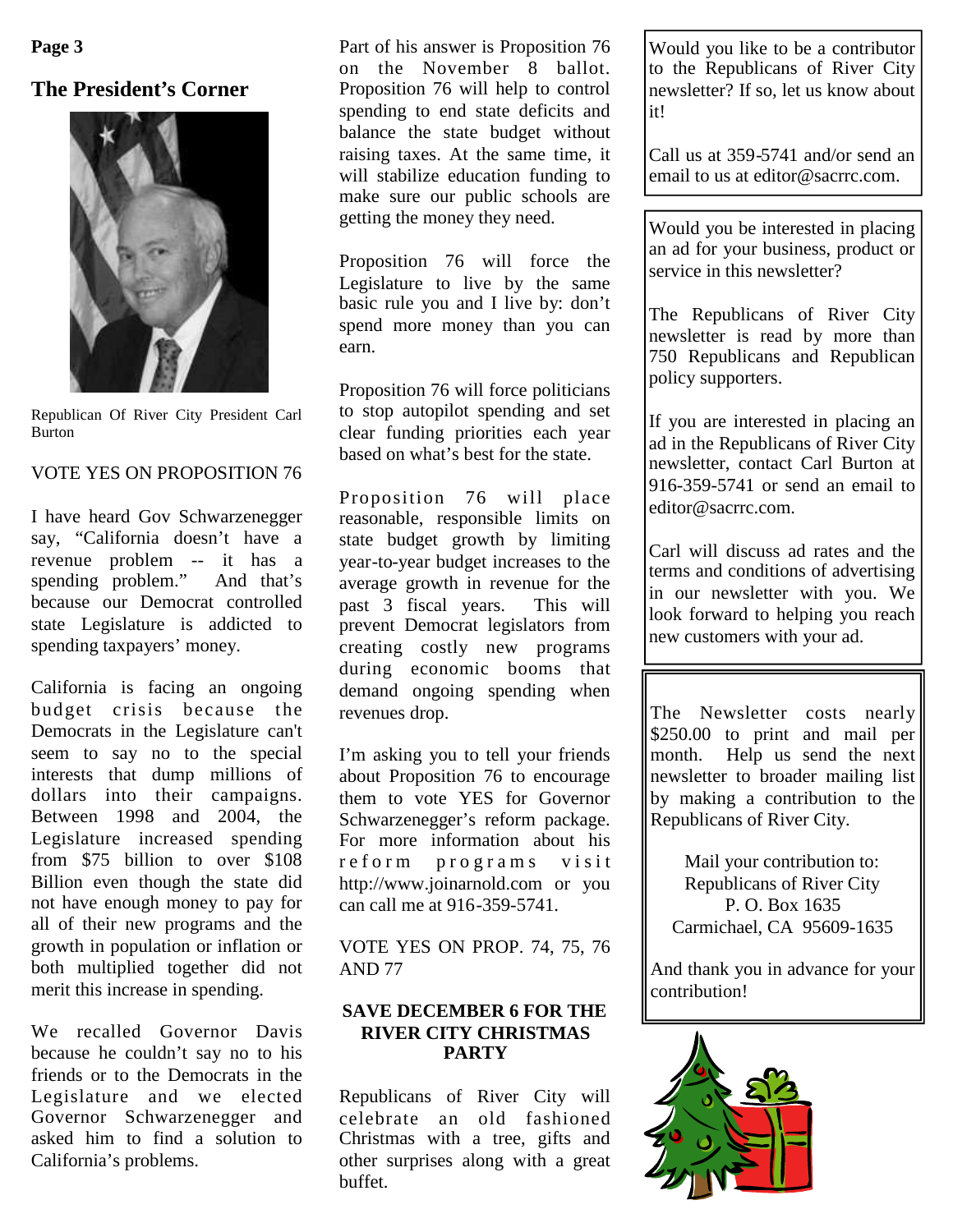## The President's Corner

Republican Of River City President Carl Burton

VOTE YES ON PROPOSITION 76

I have heard Gov Schwarzenegger say, "California doesn't have a revenue problem -- it has a spending problem." And that's because our Democrat controlled state Legislature is addicted to spending taxpayers' money.

California is facing an ongoing budget crisis because the Democrats in the Legislature can't seem to say no to the special interests that dump millions of dollars into their campaigns. Between 1998 and 2004, the Legislature increased spending from $75 billion to over $108 Billion even though the state did not have enough money to pay for all of their new programs and the growth in population or inflation or both multiplied together did not merit this increase in spending.

We recalled Governor Davis because he couldn't say no to his friends or to the Democrats in the Legislature and we elected Governor Schwarzenegger and asked him to find a solution to California's problems.

Part of his answer is Proposition 76 on the November 8 ballot. Proposition 76 will help to control spending to end state deficits and balance the state budget without raising taxes. At the same time, it will stabilize education funding to make sure our public schools are getting the money they need.

Proposition 76 will force the Legislature to live by the same basic rule you and I live by: don't spend more money than you can earn.

Proposition 76 will force politicians to stop autopilot spending and set clear funding priorities each year based on what's best for the state.

Proposition 76 will place reasonable, responsible limits on state budget growth by limiting year-to-year budget increases to the average growth in revenue for the past 3 fiscal years. This will prevent Democrat legislators from creating costly new programs during economic booms that demand ongoing spending when revenues drop.

I'm asking you to tell your friends about Proposition 76 to encourage them to vote YES for Governor Schwarzenegger's reform package. For more information about his reform programs visit http://www.joinarnold.com or you can call me at 916-359-5741.

VOTE YES ON PROP. 74, 75, 76 AND 77

**SAVE DECEMBER 6 FOR THE RIVER CITY CHRISTMAS PARTY**

Republicans of River City will celebrate an old fashioned Christmas with a tree, gifts and other surprises along with a great buffet.

---

Would you like to be a contributor to the Republicans of River City newsletter? If so, let us know about it!

Call us at 359-5741 and/or send an email to us at editor@sacrrc.com.

---

Would you be interested in placing an ad for your business, product or service in this newsletter?

The Republicans of River City newsletter is read by more than 750 Republicans and Republican policy supporters.

If you are interested in placing an ad in the Republicans of River City newsletter, contact Carl Burton at 916-359-5741 or send an email to editor@sacrrc.com.

Carl will discuss ad rates and the terms and conditions of advertising in our newsletter with you. We look forward to helping you reach new customers with your ad.

---

The Newsletter costs nearly $250.00 to print and mail per month. Help us send the next newsletter to broader mailing list by making a contribution to the Republicans of River City.

Mail your contribution to:
Republicans of River City
P. O. Box 1635
Carmichael, CA 95609-1635

And thank you in advance for your contribution!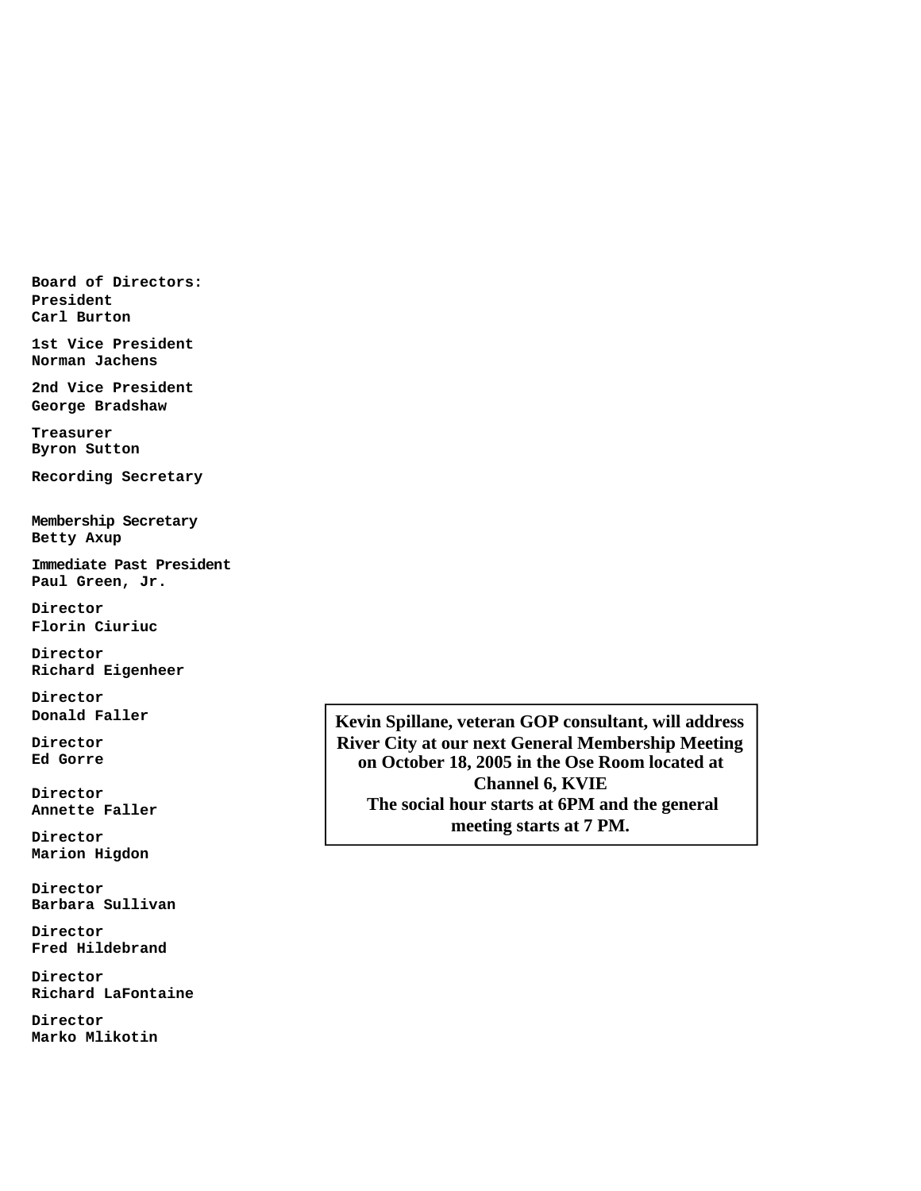**Board of Directors:**
**President**
**Carl Burton**

**1st Vice President**
**Norman Jachens**

**2nd Vice President**
**George Bradshaw**

**Treasurer**
**Byron Sutton**

**Recording Secretary**

**Membership Secretary**
**Betty Axup**

**Immediate Past President**
**Paul Green, Jr.**

**Director**
**Florin Ciuriuc**

**Director**
**Richard Eigenheer**

**Director**
**Donald Faller**

**Director**
**Ed Gorre**

**Director**
**Annette Faller**

**Director**
**Marion Higdon**

**Director**
**Barbara Sullivan**

**Director**
**Fred Hildebrand**

**Director**
**Richard LaFontaine**

**Director**
**Marko Mlikotin**

**Kevin Spillane, veteran GOP consultant, will address River City at our next General Membership Meeting on October 18, 2005 in the Ose Room located at Channel 6, KVIE**
**The social hour starts at 6PM and the general meeting starts at 7 PM.**